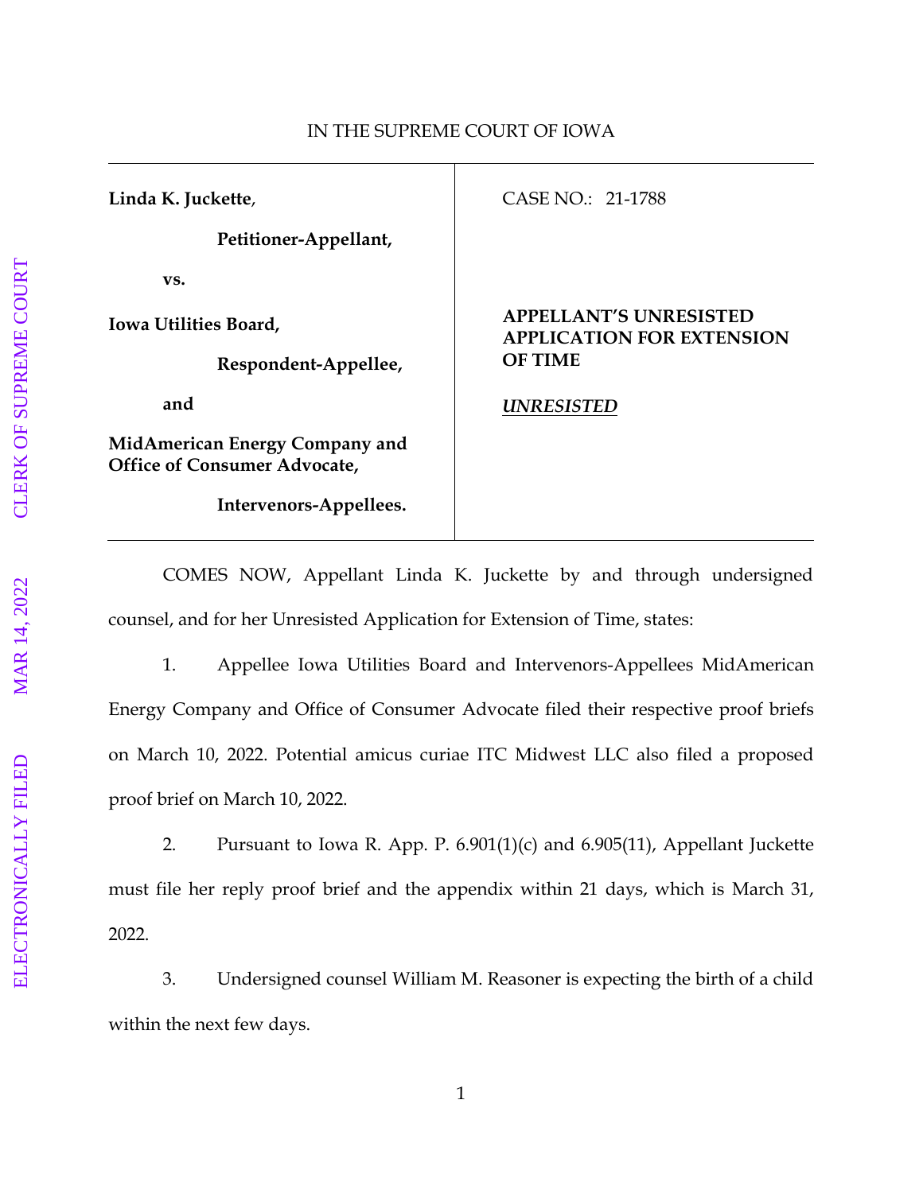IN THE SUPREME COURT OF IOWA

| | |
|---|---|
| **Linda K. Juckette**,<br><br>**Petitioner-Appellant,**<br><br>**vs.**<br><br>**Iowa Utilities Board,**<br><br>**Respondent-Appellee,**<br><br>**and**<br><br>**MidAmerican Energy Company and Office of Consumer Advocate,**<br><br>**Intervenors-Appellees.** | CASE NO.: 21-1788<br><br>**APPELLANT'S UNRESISTED APPLICATION FOR EXTENSION OF TIME**<br><br>***UNRESISTED*** |

COMES NOW, Appellant Linda K. Juckette by and through undersigned counsel, and for her Unresisted Application for Extension of Time, states:

1. Appellee Iowa Utilities Board and Intervenors-Appellees MidAmerican Energy Company and Office of Consumer Advocate filed their respective proof briefs on March 10, 2022. Potential amicus curiae ITC Midwest LLC also filed a proposed proof brief on March 10, 2022.

2. Pursuant to Iowa R. App. P. 6.901(1)(c) and 6.905(11), Appellant Juckette must file her reply proof brief and the appendix within 21 days, which is March 31, 2022.

3. Undersigned counsel William M. Reasoner is expecting the birth of a child within the next few days.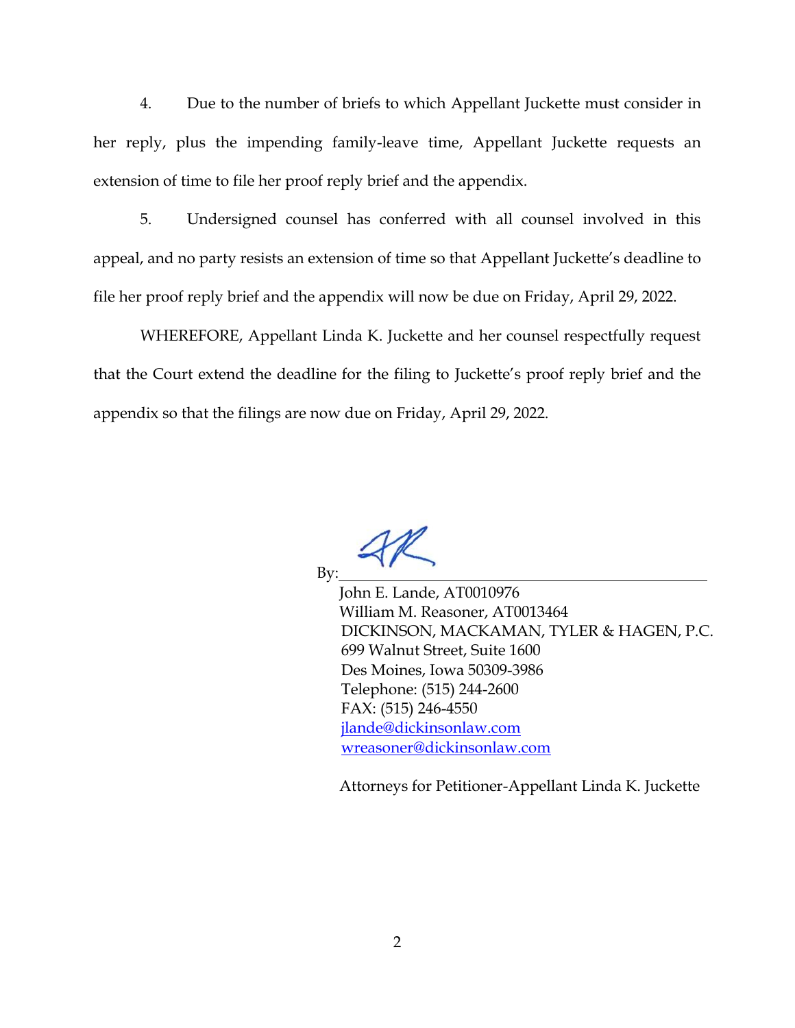4. Due to the number of briefs to which Appellant Juckette must consider in her reply, plus the impending family-leave time, Appellant Juckette requests an extension of time to file her proof reply brief and the appendix.

5. Undersigned counsel has conferred with all counsel involved in this appeal, and no party resists an extension of time so that Appellant Juckette's deadline to file her proof reply brief and the appendix will now be due on Friday, April 29, 2022.

WHEREFORE, Appellant Linda K. Juckette and her counsel respectfully request that the Court extend the deadline for the filing to Juckette's proof reply brief and the appendix so that the filings are now due on Friday, April 29, 2022.

By: ______________________________

John E. Lande, AT0010976
William M. Reasoner, AT0013464
DICKINSON, MACKAMAN, TYLER & HAGEN, P.C.
699 Walnut Street, Suite 1600
Des Moines, Iowa 50309-3986
Telephone: (515) 244-2600
FAX: (515) 246-4550
jlande@dickinsonlaw.com
wreasoner@dickinsonlaw.com

Attorneys for Petitioner-Appellant Linda K. Juckette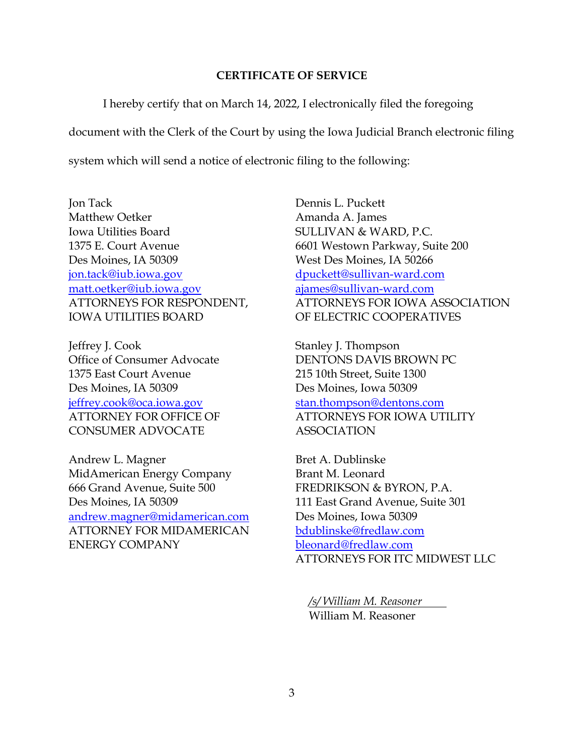**CERTIFICATE OF SERVICE**

I hereby certify that on March 14, 2022, I electronically filed the foregoing document with the Clerk of the Court by using the Iowa Judicial Branch electronic filing system which will send a notice of electronic filing to the following:

Jon Tack
Matthew Oetker
Iowa Utilities Board
1375 E. Court Avenue
Des Moines, IA 50309
jon.tack@iub.iowa.gov
matt.oetker@iub.iowa.gov
ATTORNEYS FOR RESPONDENT, IOWA UTILITIES BOARD

Jeffrey J. Cook
Office of Consumer Advocate
1375 East Court Avenue
Des Moines, IA 50309
jeffrey.cook@oca.iowa.gov
ATTORNEY FOR OFFICE OF CONSUMER ADVOCATE

Andrew L. Magner
MidAmerican Energy Company
666 Grand Avenue, Suite 500
Des Moines, IA 50309
andrew.magner@midamerican.com
ATTORNEY FOR MIDAMERICAN ENERGY COMPANY

Dennis L. Puckett
Amanda A. James
SULLIVAN & WARD, P.C.
6601 Westown Parkway, Suite 200
West Des Moines, IA 50266
dpuckett@sullivan-ward.com
ajames@sullivan-ward.com
ATTORNEYS FOR IOWA ASSOCIATION OF ELECTRIC COOPERATIVES

Stanley J. Thompson
DENTONS DAVIS BROWN PC
215 10th Street, Suite 1300
Des Moines, Iowa 50309
stan.thompson@dentons.com
ATTORNEYS FOR IOWA UTILITY ASSOCIATION

Bret A. Dublinske
Brant M. Leonard
FREDRIKSON & BYRON, P.A.
111 East Grand Avenue, Suite 301
Des Moines, Iowa 50309
bdublinske@fredlaw.com
bleonard@fredlaw.com
ATTORNEYS FOR ITC MIDWEST LLC

*/s/ William M. Reasoner*
William M. Reasoner